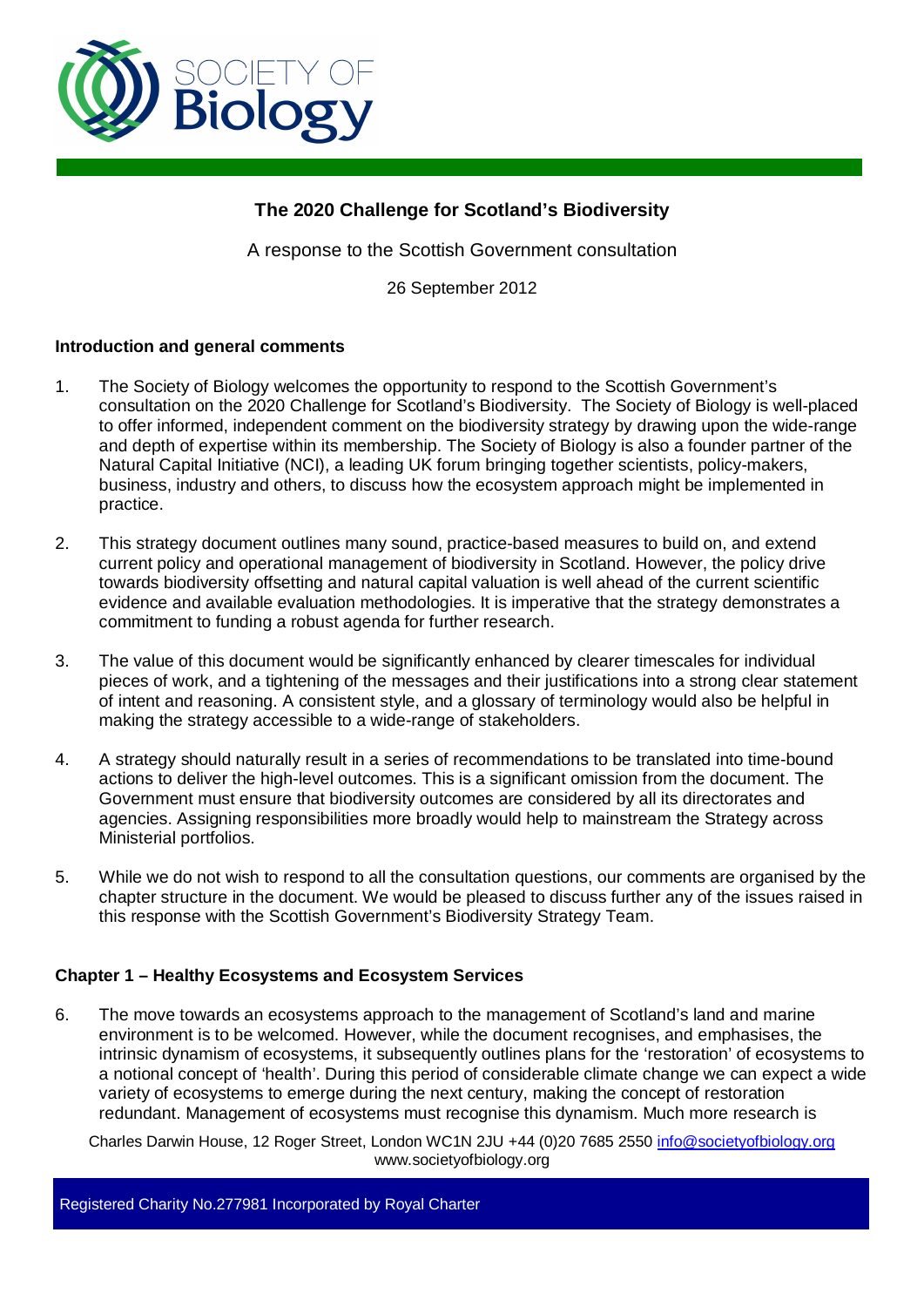# The 2020 Challenge for Scotland's Biodiversity

A response to the Scottish Government consultation

26 September 2012

**Introduction and general comments**

1. The Society of Biology welcomes the opportunity to respond to the Scottish Government's consultation on the 2020 Challenge for Scotland's Biodiversity. The Society of Biology is well-placed to offer informed, independent comment on the biodiversity strategy by drawing upon the wide-range and depth of expertise within its membership. The Society of Biology is also a founder partner of the Natural Capital Initiative (NCI), a leading UK forum bringing together scientists, policy-makers, business, industry and others, to discuss how the ecosystem approach might be implemented in practice.

2. This strategy document outlines many sound, practice-based measures to build on, and extend current policy and operational management of biodiversity in Scotland. However, the policy drive towards biodiversity offsetting and natural capital valuation is well ahead of the current scientific evidence and available evaluation methodologies. It is imperative that the strategy demonstrates a commitment to funding a robust agenda for further research.

3. The value of this document would be significantly enhanced by clearer timescales for individual pieces of work, and a tightening of the messages and their justifications into a strong clear statement of intent and reasoning. A consistent style, and a glossary of terminology would also be helpful in making the strategy accessible to a wide-range of stakeholders.

4. A strategy should naturally result in a series of recommendations to be translated into time-bound actions to deliver the high-level outcomes. This is a significant omission from the document. The Government must ensure that biodiversity outcomes are considered by all its directorates and agencies. Assigning responsibilities more broadly would help to mainstream the Strategy across Ministerial portfolios.

5. While we do not wish to respond to all the consultation questions, our comments are organised by the chapter structure in the document. We would be pleased to discuss further any of the issues raised in this response with the Scottish Government's Biodiversity Strategy Team.

**Chapter 1 – Healthy Ecosystems and Ecosystem Services**

6. The move towards an ecosystems approach to the management of Scotland's land and marine environment is to be welcomed. However, while the document recognises, and emphasises, the intrinsic dynamism of ecosystems, it subsequently outlines plans for the 'restoration' of ecosystems to a notional concept of 'health'. During this period of considerable climate change we can expect a wide variety of ecosystems to emerge during the next century, making the concept of restoration redundant. Management of ecosystems must recognise this dynamism. Much more research is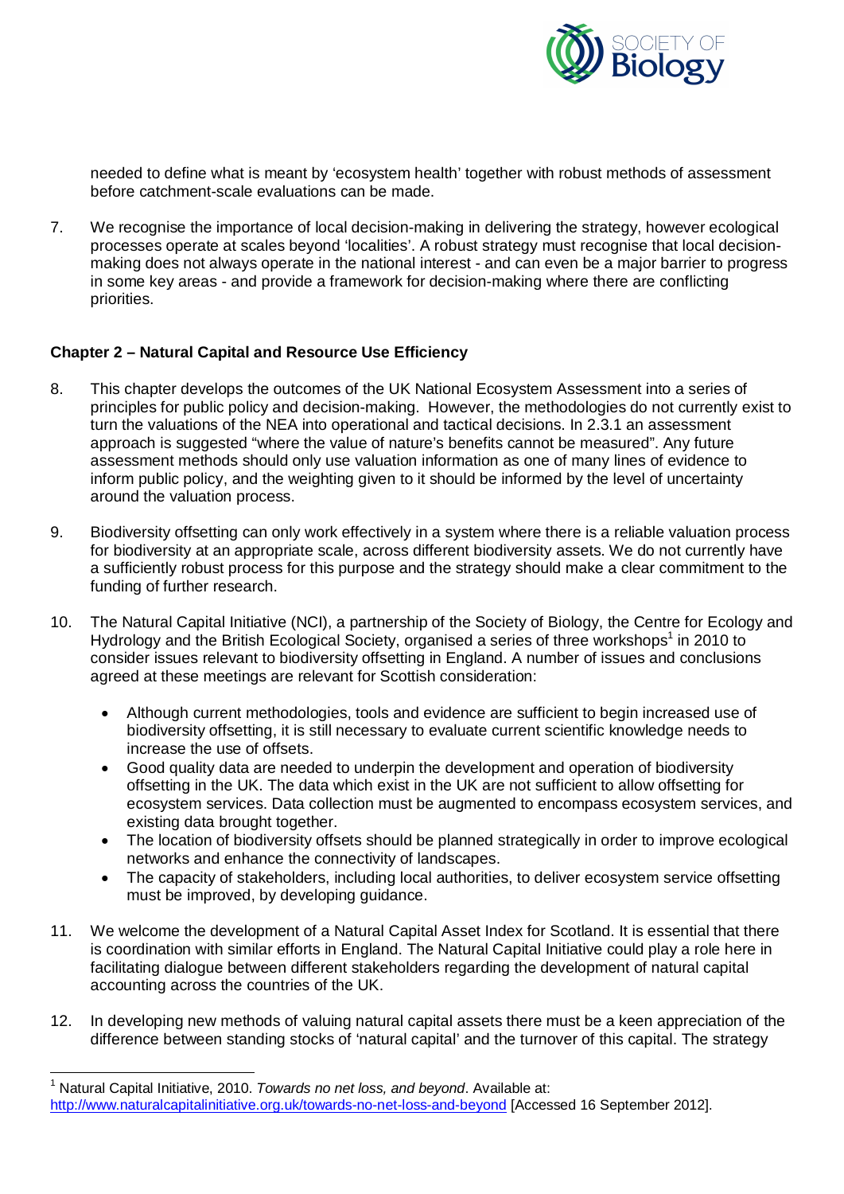needed to define what is meant by 'ecosystem health' together with robust methods of assessment before catchment-scale evaluations can be made.

7. We recognise the importance of local decision-making in delivering the strategy, however ecological processes operate at scales beyond 'localities'. A robust strategy must recognise that local decision-making does not always operate in the national interest - and can even be a major barrier to progress in some key areas - and provide a framework for decision-making where there are conflicting priorities.

## Chapter 2 – Natural Capital and Resource Use Efficiency

8. This chapter develops the outcomes of the UK National Ecosystem Assessment into a series of principles for public policy and decision-making. However, the methodologies do not currently exist to turn the valuations of the NEA into operational and tactical decisions. In 2.3.1 an assessment approach is suggested "where the value of nature's benefits cannot be measured". Any future assessment methods should only use valuation information as one of many lines of evidence to inform public policy, and the weighting given to it should be informed by the level of uncertainty around the valuation process.

9. Biodiversity offsetting can only work effectively in a system where there is a reliable valuation process for biodiversity at an appropriate scale, across different biodiversity assets. We do not currently have a sufficiently robust process for this purpose and the strategy should make a clear commitment to the funding of further research.

10. The Natural Capital Initiative (NCI), a partnership of the Society of Biology, the Centre for Ecology and Hydrology and the British Ecological Society, organised a series of three workshops[1] in 2010 to consider issues relevant to biodiversity offsetting in England. A number of issues and conclusions agreed at these meetings are relevant for Scottish consideration:

    - Although current methodologies, tools and evidence are sufficient to begin increased use of biodiversity offsetting, it is still necessary to evaluate current scientific knowledge needs to increase the use of offsets.
    - Good quality data are needed to underpin the development and operation of biodiversity offsetting in the UK. The data which exist in the UK are not sufficient to allow offsetting for ecosystem services. Data collection must be augmented to encompass ecosystem services, and existing data brought together.
    - The location of biodiversity offsets should be planned strategically in order to improve ecological networks and enhance the connectivity of landscapes.
    - The capacity of stakeholders, including local authorities, to deliver ecosystem service offsetting must be improved, by developing guidance.

11. We welcome the development of a Natural Capital Asset Index for Scotland. It is essential that there is coordination with similar efforts in England. The Natural Capital Initiative could play a role here in facilitating dialogue between different stakeholders regarding the development of natural capital accounting across the countries of the UK.

12. In developing new methods of valuing natural capital assets there must be a keen appreciation of the difference between standing stocks of 'natural capital' and the turnover of this capital. The strategy

---

[1] Natural Capital Initiative, 2010. *Towards no net loss, and beyond*. Available at: http://www.naturalcapitalinitiative.org.uk/towards-no-net-loss-and-beyond [Accessed 16 September 2012].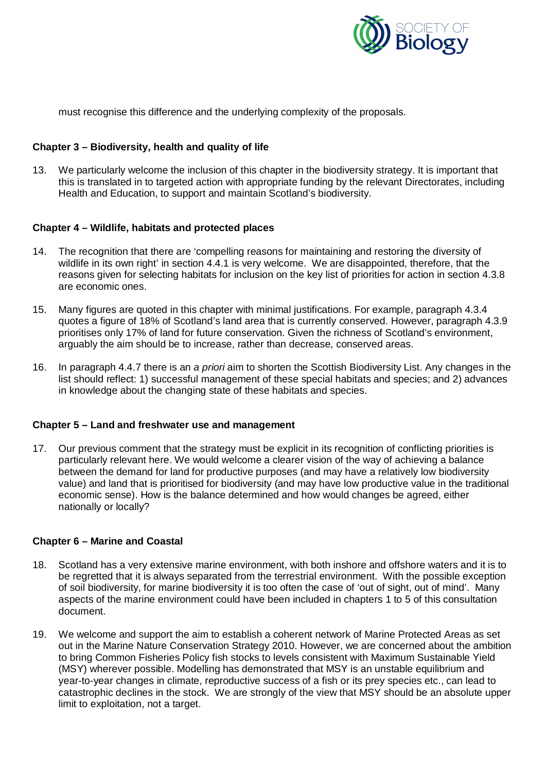must recognise this difference and the underlying complexity of the proposals.

**Chapter 3 – Biodiversity, health and quality of life**

13. We particularly welcome the inclusion of this chapter in the biodiversity strategy. It is important that this is translated in to targeted action with appropriate funding by the relevant Directorates, including Health and Education, to support and maintain Scotland's biodiversity.

**Chapter 4 – Wildlife, habitats and protected places**

14. The recognition that there are 'compelling reasons for maintaining and restoring the diversity of wildlife in its own right' in section 4.4.1 is very welcome. We are disappointed, therefore, that the reasons given for selecting habitats for inclusion on the key list of priorities for action in section 4.3.8 are economic ones.

15. Many figures are quoted in this chapter with minimal justifications. For example, paragraph 4.3.4 quotes a figure of 18% of Scotland's land area that is currently conserved. However, paragraph 4.3.9 prioritises only 17% of land for future conservation. Given the richness of Scotland's environment, arguably the aim should be to increase, rather than decrease, conserved areas.

16. In paragraph 4.4.7 there is an *a priori* aim to shorten the Scottish Biodiversity List. Any changes in the list should reflect: 1) successful management of these special habitats and species; and 2) advances in knowledge about the changing state of these habitats and species.

**Chapter 5 – Land and freshwater use and management**

17. Our previous comment that the strategy must be explicit in its recognition of conflicting priorities is particularly relevant here. We would welcome a clearer vision of the way of achieving a balance between the demand for land for productive purposes (and may have a relatively low biodiversity value) and land that is prioritised for biodiversity (and may have low productive value in the traditional economic sense). How is the balance determined and how would changes be agreed, either nationally or locally?

**Chapter 6 – Marine and Coastal**

18. Scotland has a very extensive marine environment, with both inshore and offshore waters and it is to be regretted that it is always separated from the terrestrial environment. With the possible exception of soil biodiversity, for marine biodiversity it is too often the case of 'out of sight, out of mind'. Many aspects of the marine environment could have been included in chapters 1 to 5 of this consultation document.

19. We welcome and support the aim to establish a coherent network of Marine Protected Areas as set out in the Marine Nature Conservation Strategy 2010. However, we are concerned about the ambition to bring Common Fisheries Policy fish stocks to levels consistent with Maximum Sustainable Yield (MSY) wherever possible. Modelling has demonstrated that MSY is an unstable equilibrium and year-to-year changes in climate, reproductive success of a fish or its prey species etc., can lead to catastrophic declines in the stock. We are strongly of the view that MSY should be an absolute upper limit to exploitation, not a target.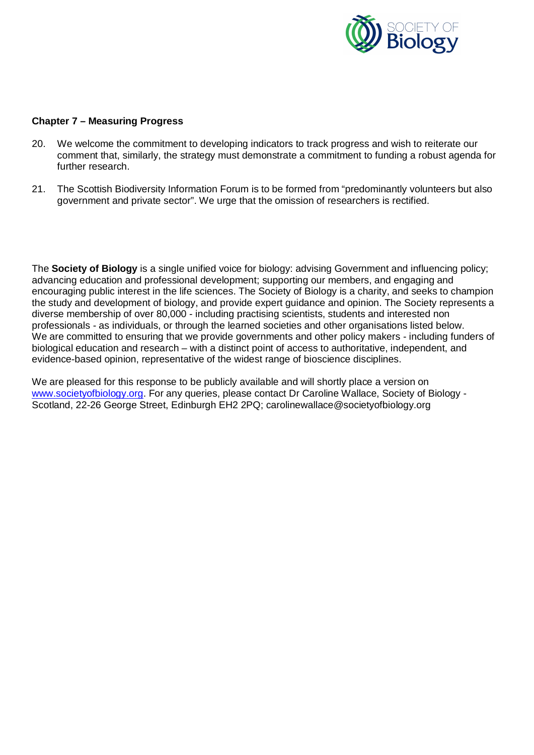### Chapter 7 – Measuring Progress

20. We welcome the commitment to developing indicators to track progress and wish to reiterate our comment that, similarly, the strategy must demonstrate a commitment to funding a robust agenda for further research.

21. The Scottish Biodiversity Information Forum is to be formed from "predominantly volunteers but also government and private sector". We urge that the omission of researchers is rectified.

The **Society of Biology** is a single unified voice for biology: advising Government and influencing policy; advancing education and professional development; supporting our members, and engaging and encouraging public interest in the life sciences. The Society of Biology is a charity, and seeks to champion the study and development of biology, and provide expert guidance and opinion. The Society represents a diverse membership of over 80,000 - including practising scientists, students and interested non professionals - as individuals, or through the learned societies and other organisations listed below. We are committed to ensuring that we provide governments and other policy makers - including funders of biological education and research – with a distinct point of access to authoritative, independent, and evidence-based opinion, representative of the widest range of bioscience disciplines.

We are pleased for this response to be publicly available and will shortly place a version on [www.societyofbiology.org](http://www.societyofbiology.org). For any queries, please contact Dr Caroline Wallace, Society of Biology - Scotland, 22-26 George Street, Edinburgh EH2 2PQ; carolinewallace@societyofbiology.org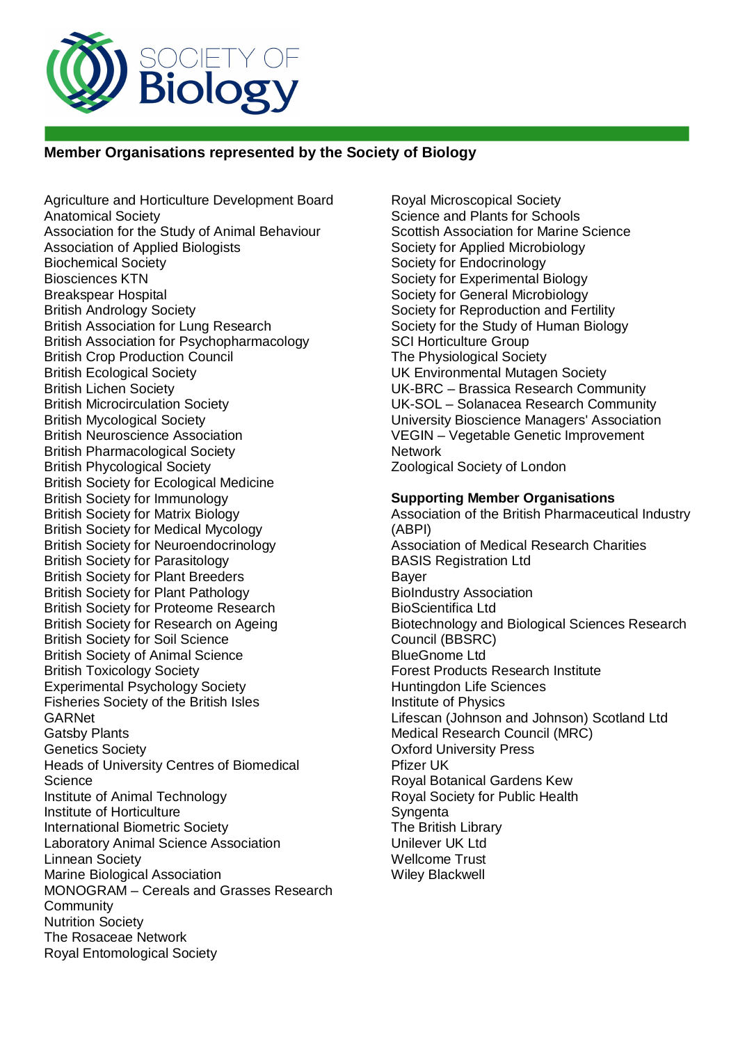SOCIETY OF Biology

## Member Organisations represented by the Society of Biology

Agriculture and Horticulture Development Board
Anatomical Society
Association for the Study of Animal Behaviour
Association of Applied Biologists
Biochemical Society
Biosciences KTN
Breakspear Hospital
British Andrology Society
British Association for Lung Research
British Association for Psychopharmacology
British Crop Production Council
British Ecological Society
British Lichen Society
British Microcirculation Society
British Mycological Society
British Neuroscience Association
British Pharmacological Society
British Phycological Society
British Society for Ecological Medicine
British Society for Immunology
British Society for Matrix Biology
British Society for Medical Mycology
British Society for Neuroendocrinology
British Society for Parasitology
British Society for Plant Breeders
British Society for Plant Pathology
British Society for Proteome Research
British Society for Research on Ageing
British Society for Soil Science
British Society of Animal Science
British Toxicology Society
Experimental Psychology Society
Fisheries Society of the British Isles
GARNet
Gatsby Plants
Genetics Society
Heads of University Centres of Biomedical Science
Institute of Animal Technology
Institute of Horticulture
International Biometric Society
Laboratory Animal Science Association
Linnean Society
Marine Biological Association
MONOGRAM – Cereals and Grasses Research Community
Nutrition Society
The Rosaceae Network
Royal Entomological Society
Royal Microscopical Society
Science and Plants for Schools
Scottish Association for Marine Science
Society for Applied Microbiology
Society for Endocrinology
Society for Experimental Biology
Society for General Microbiology
Society for Reproduction and Fertility
Society for the Study of Human Biology
SCI Horticulture Group
The Physiological Society
UK Environmental Mutagen Society
UK-BRC – Brassica Research Community
UK-SOL – Solanacea Research Community
University Bioscience Managers' Association
VEGIN – Vegetable Genetic Improvement Network
Zoological Society of London

**Supporting Member Organisations**

Association of the British Pharmaceutical Industry (ABPI)
Association of Medical Research Charities
BASIS Registration Ltd
Bayer
BioIndustry Association
BioScientifica Ltd
Biotechnology and Biological Sciences Research Council (BBSRC)
BlueGnome Ltd
Forest Products Research Institute
Huntingdon Life Sciences
Institute of Physics
Lifescan (Johnson and Johnson) Scotland Ltd
Medical Research Council (MRC)
Oxford University Press
Pfizer UK
Royal Botanical Gardens Kew
Royal Society for Public Health
Syngenta
The British Library
Unilever UK Ltd
Wellcome Trust
Wiley Blackwell